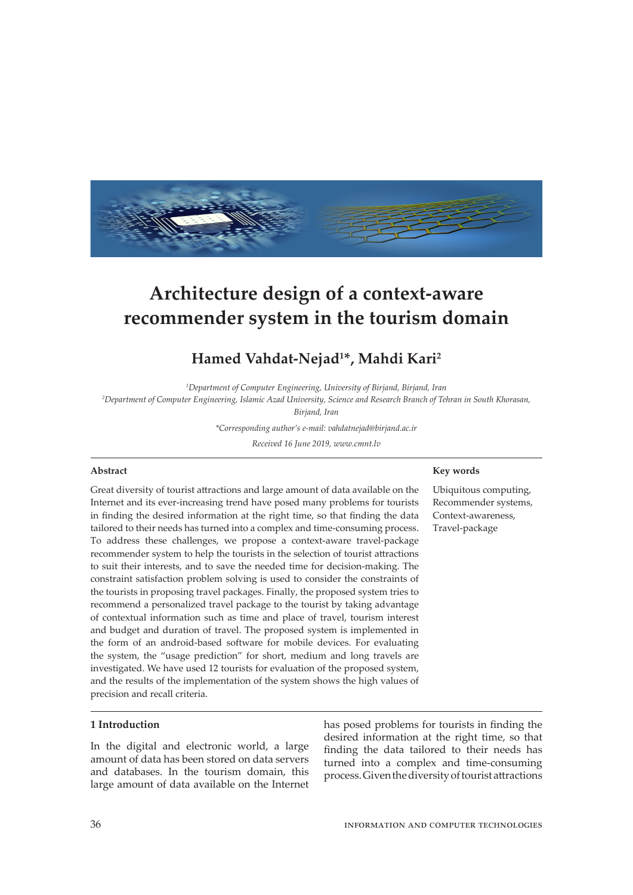# Architecture design of a context-aware recommender system in the tourism domain

**Hamed Vahdat-Nejad[1]*, Mahdi Kari[2]**

[1]*Department of Computer Engineering, University of Birjand, Birjand, Iran*
[2]*Department of Computer Engineering, Islamic Azad University, Science and Research Branch of Tehran in South Khorasan, Birjand, Iran*

*\*Corresponding author's e-mail: vahdatnejad@birjand.ac.ir*

*Received 16 June 2019, www.cmnt.lv*

### Abstract

Great diversity of tourist attractions and large amount of data available on the Internet and its ever-increasing trend have posed many problems for tourists in finding the desired information at the right time, so that finding the data tailored to their needs has turned into a complex and time-consuming process. To address these challenges, we propose a context-aware travel-package recommender system to help the tourists in the selection of tourist attractions to suit their interests, and to save the needed time for decision-making. The constraint satisfaction problem solving is used to consider the constraints of the tourists in proposing travel packages. Finally, the proposed system tries to recommend a personalized travel package to the tourist by taking advantage of contextual information such as time and place of travel, tourism interest and budget and duration of travel. The proposed system is implemented in the form of an android-based software for mobile devices. For evaluating the system, the "usage prediction" for short, medium and long travels are investigated. We have used 12 tourists for evaluation of the proposed system, and the results of the implementation of the system shows the high values of precision and recall criteria.

### Key words

Ubiquitous computing, Recommender systems, Context-awareness, Travel-package

## 1 Introduction

In the digital and electronic world, a large amount of data has been stored on data servers and databases. In the tourism domain, this large amount of data available on the Internet has posed problems for tourists in finding the desired information at the right time, so that finding the data tailored to their needs has turned into a complex and time-consuming process. Given the diversity of tourist attractions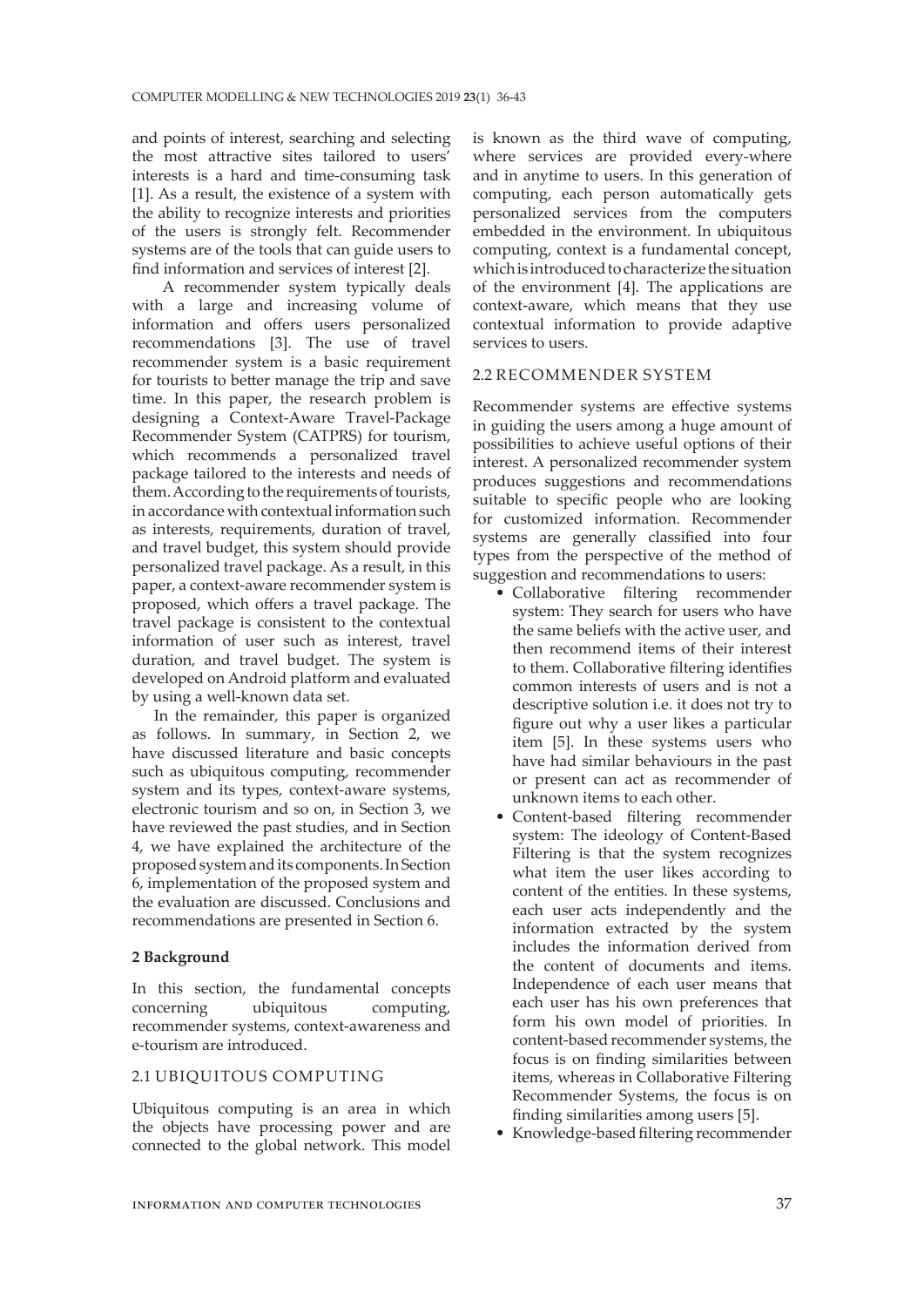and points of interest, searching and selecting the most attractive sites tailored to users' interests is a hard and time-consuming task [1]. As a result, the existence of a system with the ability to recognize interests and priorities of the users is strongly felt. Recommender systems are of the tools that can guide users to find information and services of interest [2].

A recommender system typically deals with a large and increasing volume of information and offers users personalized recommendations [3]. The use of travel recommender system is a basic requirement for tourists to better manage the trip and save time. In this paper, the research problem is designing a Context-Aware Travel-Package Recommender System (CATPRS) for tourism, which recommends a personalized travel package tailored to the interests and needs of them. According to the requirements of tourists, in accordance with contextual information such as interests, requirements, duration of travel, and travel budget, this system should provide personalized travel package. As a result, in this paper, a context-aware recommender system is proposed, which offers a travel package. The travel package is consistent to the contextual information of user such as interest, travel duration, and travel budget. The system is developed on Android platform and evaluated by using a well-known data set.

In the remainder, this paper is organized as follows. In summary, in Section 2, we have discussed literature and basic concepts such as ubiquitous computing, recommender system and its types, context-aware systems, electronic tourism and so on, in Section 3, we have reviewed the past studies, and in Section 4, we have explained the architecture of the proposed system and its components. In Section 6, implementation of the proposed system and the evaluation are discussed. Conclusions and recommendations are presented in Section 6.

## 2 Background

In this section, the fundamental concepts concerning ubiquitous computing, recommender systems, context-awareness and e-tourism are introduced.

### 2.1 UBIQUITOUS COMPUTING

Ubiquitous computing is an area in which the objects have processing power and are connected to the global network. This model is known as the third wave of computing, where services are provided every-where and in anytime to users. In this generation of computing, each person automatically gets personalized services from the computers embedded in the environment. In ubiquitous computing, context is a fundamental concept, which is introduced to characterize the situation of the environment [4]. The applications are context-aware, which means that they use contextual information to provide adaptive services to users.

### 2.2 RECOMMENDER SYSTEM

Recommender systems are effective systems in guiding the users among a huge amount of possibilities to achieve useful options of their interest. A personalized recommender system produces suggestions and recommendations suitable to specific people who are looking for customized information. Recommender systems are generally classified into four types from the perspective of the method of suggestion and recommendations to users:

- Collaborative filtering recommender system: They search for users who have the same beliefs with the active user, and then recommend items of their interest to them. Collaborative filtering identifies common interests of users and is not a descriptive solution i.e. it does not try to figure out why a user likes a particular item [5]. In these systems users who have had similar behaviours in the past or present can act as recommender of unknown items to each other.
- Content-based filtering recommender system: The ideology of Content-Based Filtering is that the system recognizes what item the user likes according to content of the entities. In these systems, each user acts independently and the information extracted by the system includes the information derived from the content of documents and items. Independence of each user means that each user has his own preferences that form his own model of priorities. In content-based recommender systems, the focus is on finding similarities between items, whereas in Collaborative Filtering Recommender Systems, the focus is on finding similarities among users [5].
- Knowledge-based filtering recommender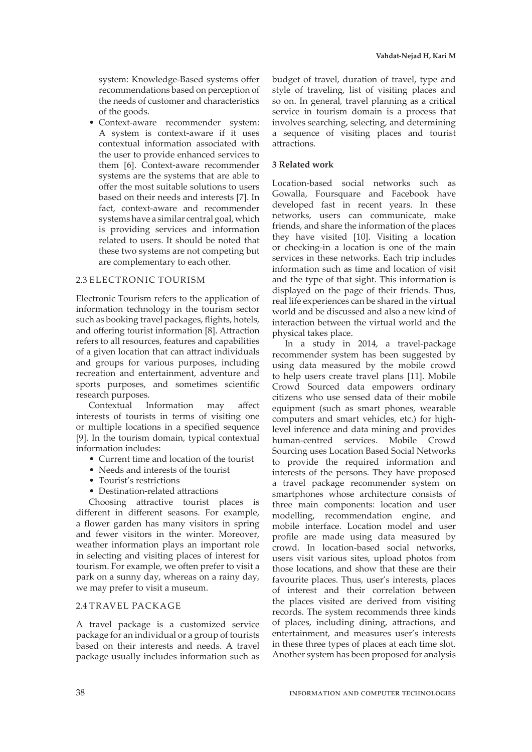system: Knowledge-Based systems offer recommendations based on perception of the needs of customer and characteristics of the goods.

- Context-aware recommender system: A system is context-aware if it uses contextual information associated with the user to provide enhanced services to them [6]. Context-aware recommender systems are the systems that are able to offer the most suitable solutions to users based on their needs and interests [7]. In fact, context-aware and recommender systems have a similar central goal, which is providing services and information related to users. It should be noted that these two systems are not competing but are complementary to each other.

### 2.3 ELECTRONIC TOURISM

Electronic Tourism refers to the application of information technology in the tourism sector such as booking travel packages, flights, hotels, and offering tourist information [8]. Attraction refers to all resources, features and capabilities of a given location that can attract individuals and groups for various purposes, including recreation and entertainment, adventure and sports purposes, and sometimes scientific research purposes.

Contextual Information may affect interests of tourists in terms of visiting one or multiple locations in a specified sequence [9]. In the tourism domain, typical contextual information includes:

- Current time and location of the tourist
- Needs and interests of the tourist
- Tourist's restrictions
- Destination-related attractions

Choosing attractive tourist places is different in different seasons. For example, a flower garden has many visitors in spring and fewer visitors in the winter. Moreover, weather information plays an important role in selecting and visiting places of interest for tourism. For example, we often prefer to visit a park on a sunny day, whereas on a rainy day, we may prefer to visit a museum.

### 2.4 TRAVEL PACKAGE

A travel package is a customized service package for an individual or a group of tourists based on their interests and needs. A travel package usually includes information such as budget of travel, duration of travel, type and style of traveling, list of visiting places and so on. In general, travel planning as a critical service in tourism domain is a process that involves searching, selecting, and determining a sequence of visiting places and tourist attractions.

## 3 Related work

Location-based social networks such as Gowalla, Foursquare and Facebook have developed fast in recent years. In these networks, users can communicate, make friends, and share the information of the places they have visited [10]. Visiting a location or checking-in a location is one of the main services in these networks. Each trip includes information such as time and location of visit and the type of that sight. This information is displayed on the page of their friends. Thus, real life experiences can be shared in the virtual world and be discussed and also a new kind of interaction between the virtual world and the physical takes place.

In a study in 2014, a travel-package recommender system has been suggested by using data measured by the mobile crowd to help users create travel plans [11]. Mobile Crowd Sourced data empowers ordinary citizens who use sensed data of their mobile equipment (such as smart phones, wearable computers and smart vehicles, etc.) for high-level inference and data mining and provides human-centred services. Mobile Crowd Sourcing uses Location Based Social Networks to provide the required information and interests of the persons. They have proposed a travel package recommender system on smartphones whose architecture consists of three main components: location and user modelling, recommendation engine, and mobile interface. Location model and user profile are made using data measured by crowd. In location-based social networks, users visit various sites, upload photos from those locations, and show that these are their favourite places. Thus, user's interests, places of interest and their correlation between the places visited are derived from visiting records. The system recommends three kinds of places, including dining, attractions, and entertainment, and measures user's interests in these three types of places at each time slot. Another system has been proposed for analysis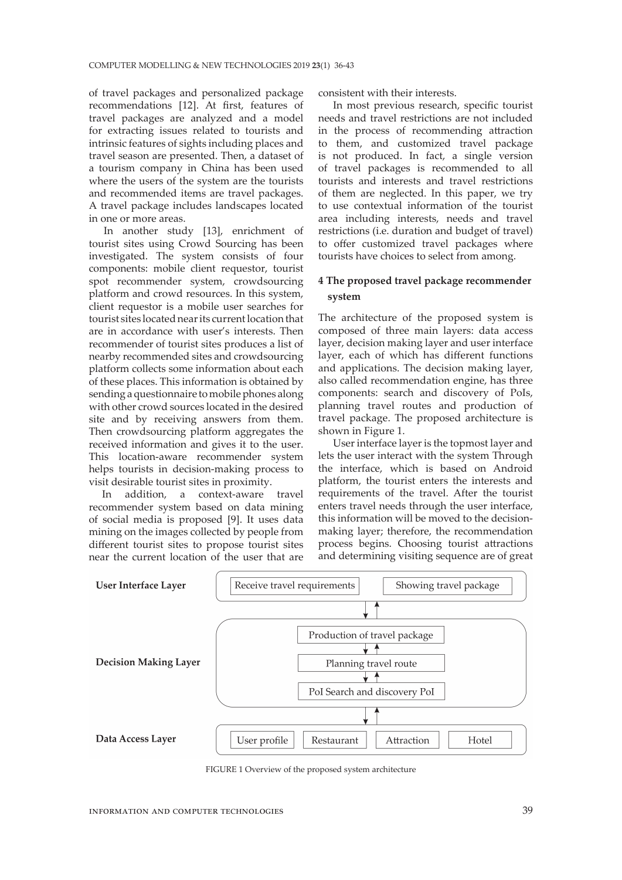of travel packages and personalized package recommendations [12]. At first, features of travel packages are analyzed and a model for extracting issues related to tourists and intrinsic features of sights including places and travel season are presented. Then, a dataset of a tourism company in China has been used where the users of the system are the tourists and recommended items are travel packages. A travel package includes landscapes located in one or more areas.

In another study [13], enrichment of tourist sites using Crowd Sourcing has been investigated. The system consists of four components: mobile client requestor, tourist spot recommender system, crowdsourcing platform and crowd resources. In this system, client requestor is a mobile user searches for tourist sites located near its current location that are in accordance with user's interests. Then recommender of tourist sites produces a list of nearby recommended sites and crowdsourcing platform collects some information about each of these places. This information is obtained by sending a questionnaire to mobile phones along with other crowd sources located in the desired site and by receiving answers from them. Then crowdsourcing platform aggregates the received information and gives it to the user. This location-aware recommender system helps tourists in decision-making process to visit desirable tourist sites in proximity.

In addition, a context-aware travel recommender system based on data mining of social media is proposed [9]. It uses data mining on the images collected by people from different tourist sites to propose tourist sites near the current location of the user that are consistent with their interests.

In most previous research, specific tourist needs and travel restrictions are not included in the process of recommending attraction to them, and customized travel package is not produced. In fact, a single version of travel packages is recommended to all tourists and interests and travel restrictions of them are neglected. In this paper, we try to use contextual information of the tourist area including interests, needs and travel restrictions (i.e. duration and budget of travel) to offer customized travel packages where tourists have choices to select from among.

## 4 The proposed travel package recommender system

The architecture of the proposed system is composed of three main layers: data access layer, decision making layer and user interface layer, each of which has different functions and applications. The decision making layer, also called recommendation engine, has three components: search and discovery of PoIs, planning travel routes and production of travel package. The proposed architecture is shown in Figure 1.

User interface layer is the topmost layer and lets the user interact with the system Through the interface, which is based on Android platform, the tourist enters the interests and requirements of the travel. After the tourist enters travel needs through the user interface, this information will be moved to the decision-making layer; therefore, the recommendation process begins. Choosing tourist attractions and determining visiting sequence are of great

| Layer | Components |
| --- | --- |
| User Interface Layer | Receive travel requirements; Showing travel package |
| Decision Making Layer | Production of travel package; Planning travel route; PoI Search and discovery PoI |
| Data Access Layer | User profile; Restaurant; Attraction; Hotel |

FIGURE 1 Overview of the proposed system architecture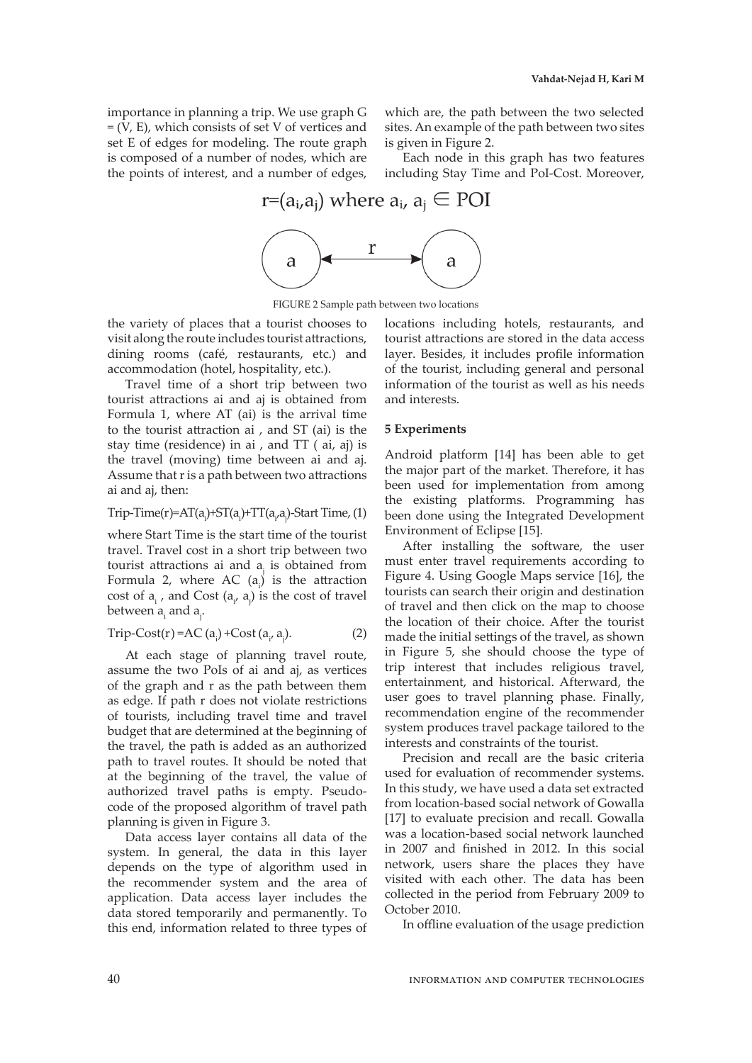importance in planning a trip. We use graph G = (V, E), which consists of set V of vertices and set E of edges for modeling. The route graph is composed of a number of nodes, which are the points of interest, and a number of edges, which are, the path between the two selected sites. An example of the path between two sites is given in Figure 2.

Each node in this graph has two features including Stay Time and PoI-Cost. Moreover,

$$r=(a_i,a_j) \text{ where } a_i,\, a_j \in POI$$

FIGURE 2 Sample path between two locations

the variety of places that a tourist chooses to visit along the route includes tourist attractions, dining rooms (café, restaurants, etc.) and accommodation (hotel, hospitality, etc.).

Travel time of a short trip between two tourist attractions ai and aj is obtained from Formula 1, where AT (ai) is the arrival time to the tourist attraction ai , and ST (ai) is the stay time (residence) in ai , and TT ( ai, aj) is the travel (moving) time between ai and aj. Assume that r is a path between two attractions ai and aj, then:

$$\text{Trip-Time}(r)=AT(a_i)+ST(a_i)+TT(a_i,a_j)-\text{Start Time}, \quad (1)$$

where Start Time is the start time of the tourist travel. Travel cost in a short trip between two tourist attractions ai and $a_j$ is obtained from Formula 2, where AC $(a_j)$ is the attraction cost of $a_i$ , and Cost $(a_i, a_j)$ is the cost of travel between $a_i$ and $a_j$.

$$\text{Trip-Cost}(r) = AC\,(a_i) + Cost\,(a_i, a_j). \quad (2)$$

At each stage of planning travel route, assume the two PoIs of ai and aj, as vertices of the graph and r as the path between them as edge. If path r does not violate restrictions of tourists, including travel time and travel budget that are determined at the beginning of the travel, the path is added as an authorized path to travel routes. It should be noted that at the beginning of the travel, the value of authorized travel paths is empty. Pseudo-code of the proposed algorithm of travel path planning is given in Figure 3.

Data access layer contains all data of the system. In general, the data in this layer depends on the type of algorithm used in the recommender system and the area of application. Data access layer includes the data stored temporarily and permanently. To this end, information related to three types of locations including hotels, restaurants, and tourist attractions are stored in the data access layer. Besides, it includes profile information of the tourist, including general and personal information of the tourist as well as his needs and interests.

**5 Experiments**

Android platform [14] has been able to get the major part of the market. Therefore, it has been used for implementation from among the existing platforms. Programming has been done using the Integrated Development Environment of Eclipse [15].

After installing the software, the user must enter travel requirements according to Figure 4. Using Google Maps service [16], the tourists can search their origin and destination of travel and then click on the map to choose the location of their choice. After the tourist made the initial settings of the travel, as shown in Figure 5, she should choose the type of trip interest that includes religious travel, entertainment, and historical. Afterward, the user goes to travel planning phase. Finally, recommendation engine of the recommender system produces travel package tailored to the interests and constraints of the tourist.

Precision and recall are the basic criteria used for evaluation of recommender systems. In this study, we have used a data set extracted from location-based social network of Gowalla [17] to evaluate precision and recall. Gowalla was a location-based social network launched in 2007 and finished in 2012. In this social network, users share the places they have visited with each other. The data has been collected in the period from February 2009 to October 2010.

In offline evaluation of the usage prediction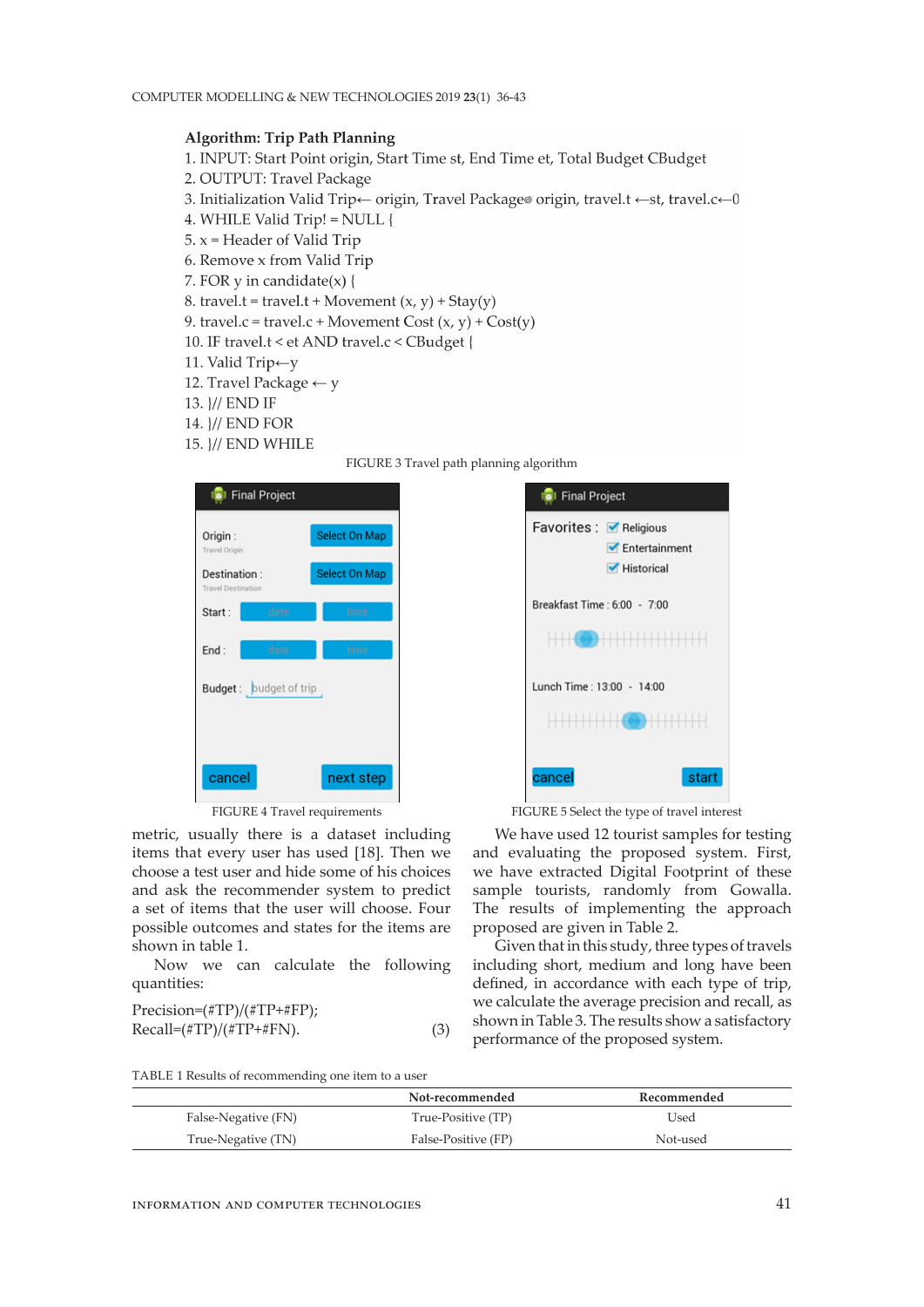**Algorithm: Trip Path Planning**

1. INPUT: Start Point origin, Start Time st, End Time et, Total Budget CBudget
2. OUTPUT: Travel Package
3. Initialization Valid Trip← origin, Travel Package⊗ origin, travel.t ←st, travel.c←0
4. WHILE Valid Trip! = NULL {
5. x = Header of Valid Trip
6. Remove x from Valid Trip
7. FOR y in candidate(x) {
8. travel.t = travel.t + Movement (x, y) + Stay(y)
9. travel.c = travel.c + Movement Cost (x, y) + Cost(y)
10. IF travel.t < et AND travel.c < CBudget {
11. Valid Trip←y
12. Travel Package ← y
13. }// END IF
14. }// END FOR
15. }// END WHILE

FIGURE 3 Travel path planning algorithm

FIGURE 4 Travel requirements

FIGURE 5 Select the type of travel interest

metric, usually there is a dataset including items that every user has used [18]. Then we choose a test user and hide some of his choices and ask the recommender system to predict a set of items that the user will choose. Four possible outcomes and states for the items are shown in table 1.

Now we can calculate the following quantities:

$$\text{Precision}=(\#TP)/(\#TP+\#FP);$$
$$\text{Recall}=(\#TP)/(\#TP+\#FN). \qquad (3)$$

We have used 12 tourist samples for testing and evaluating the proposed system. First, we have extracted Digital Footprint of these sample tourists, randomly from Gowalla. The results of implementing the approach proposed are given in Table 2.

Given that in this study, three types of travels including short, medium and long have been defined, in accordance with each type of trip, we calculate the average precision and recall, as shown in Table 3. The results show a satisfactory performance of the proposed system.

TABLE 1 Results of recommending one item to a user

| | Not-recommended | Recommended |
|---|---|---|
| False-Negative (FN) | True-Positive (TP) | Used |
| True-Negative (TN) | False-Positive (FP) | Not-used |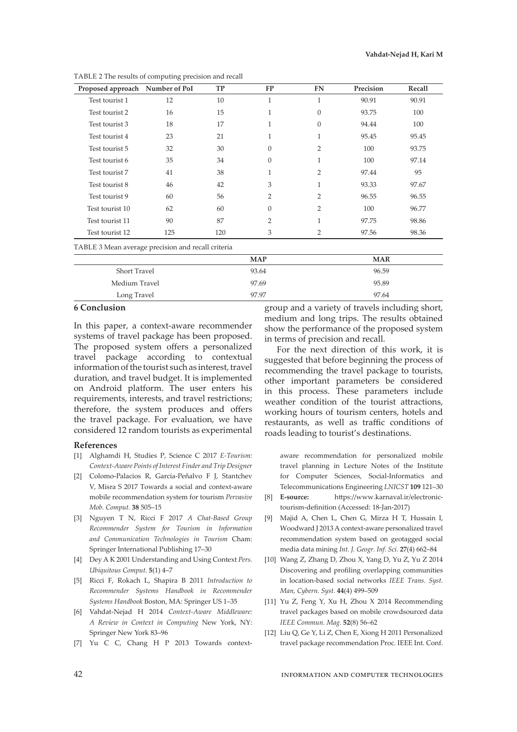TABLE 2 The results of computing precision and recall

| Proposed approach | Number of PoI | TP | FP | FN | Precision | Recall |
|---|---|---|---|---|---|---|
| Test tourist 1 | 12 | 10 | 1 | 1 | 90.91 | 90.91 |
| Test tourist 2 | 16 | 15 | 1 | 0 | 93.75 | 100 |
| Test tourist 3 | 18 | 17 | 1 | 0 | 94.44 | 100 |
| Test tourist 4 | 23 | 21 | 1 | 1 | 95.45 | 95.45 |
| Test tourist 5 | 32 | 30 | 0 | 2 | 100 | 93.75 |
| Test tourist 6 | 35 | 34 | 0 | 1 | 100 | 97.14 |
| Test tourist 7 | 41 | 38 | 1 | 2 | 97.44 | 95 |
| Test tourist 8 | 46 | 42 | 3 | 1 | 93.33 | 97.67 |
| Test tourist 9 | 60 | 56 | 2 | 2 | 96.55 | 96.55 |
| Test tourist 10 | 62 | 60 | 0 | 2 | 100 | 96.77 |
| Test tourist 11 | 90 | 87 | 2 | 1 | 97.75 | 98.86 |
| Test tourist 12 | 125 | 120 | 3 | 2 | 97.56 | 98.36 |

TABLE 3 Mean average precision and recall criteria

| | MAP | MAR |
|---|---|---|
| Short Travel | 93.64 | 96.59 |
| Medium Travel | 97.69 | 95.89 |
| Long Travel | 97.97 | 97.64 |

## 6 Conclusion

In this paper, a context-aware recommender systems of travel package has been proposed. The proposed system offers a personalized travel package according to contextual information of the tourist such as interest, travel duration, and travel budget. It is implemented on Android platform. The user enters his requirements, interests, and travel restrictions; therefore, the system produces and offers the travel package. For evaluation, we have considered 12 random tourists as experimental group and a variety of travels including short, medium and long trips. The results obtained show the performance of the proposed system in terms of precision and recall.

For the next direction of this work, it is suggested that before beginning the process of recommending the travel package to tourists, other important parameters be considered in this process. These parameters include weather condition of the tourist attractions, working hours of tourism centers, hotels and restaurants, as well as traffic conditions of roads leading to tourist's destinations.

### References

[1] Alghamdi H, Studies P, Science C 2017 *E-Tourism: Context-Aware Points of Interest Finder and Trip Designer*

[2] Colomo-Palacios R, García-Peñalvo F J, Stantchev V, Misra S 2017 Towards a social and context-aware mobile recommendation system for tourism *Pervasive Mob. Comput.* **38** 505–15

[3] Nguyen T N, Ricci F 2017 *A Chat-Based Group Recommender System for Tourism in Information and Communication Technologies in Tourism* Cham: Springer International Publishing 17–30

[4] Dey A K 2001 Understanding and Using Context *Pers. Ubiquitous Comput.* **5**(1) 4–7

[5] Ricci F, Rokach L, Shapira B 2011 *Introduction to Recommender Systems Handbook in Recommender Systems Handbook* Boston, MA: Springer US 1–35

[6] Vahdat-Nejad H 2014 *Context-Aware Middleware: A Review in Context in Computing* New York, NY: Springer New York 83–96

[7] Yu C C, Chang H P 2013 Towards context-aware recommendation for personalized mobile travel planning in Lecture Notes of the Institute for Computer Sciences, Social-Informatics and Telecommunications Engineering *LNICST* **109** 121–30

[8] **E-source:** https://www.karnaval.ir/electronic-tourism-definition (Accessed: 18-Jan-2017)

[9] Majid A, Chen L, Chen G, Mirza H T, Hussain I, Woodward J 2013 A context-aware personalized travel recommendation system based on geotagged social media data mining *Int. J. Geogr. Inf. Sci.* **27**(4) 662–84

[10] Wang Z, Zhang D, Zhou X, Yang D, Yu Z, Yu Z 2014 Discovering and profiling overlapping communities in location-based social networks *IEEE Trans. Syst. Man, Cybern. Syst.* **44**(4) 499–509

[11] Yu Z, Feng Y, Xu H, Zhou X 2014 Recommending travel packages based on mobile crowdsourced data *IEEE Commun. Mag.* **52**(8) 56–62

[12] Liu Q, Ge Y, Li Z, Chen E, Xiong H 2011 Personalized travel package recommendation Proc. IEEE Int. Conf.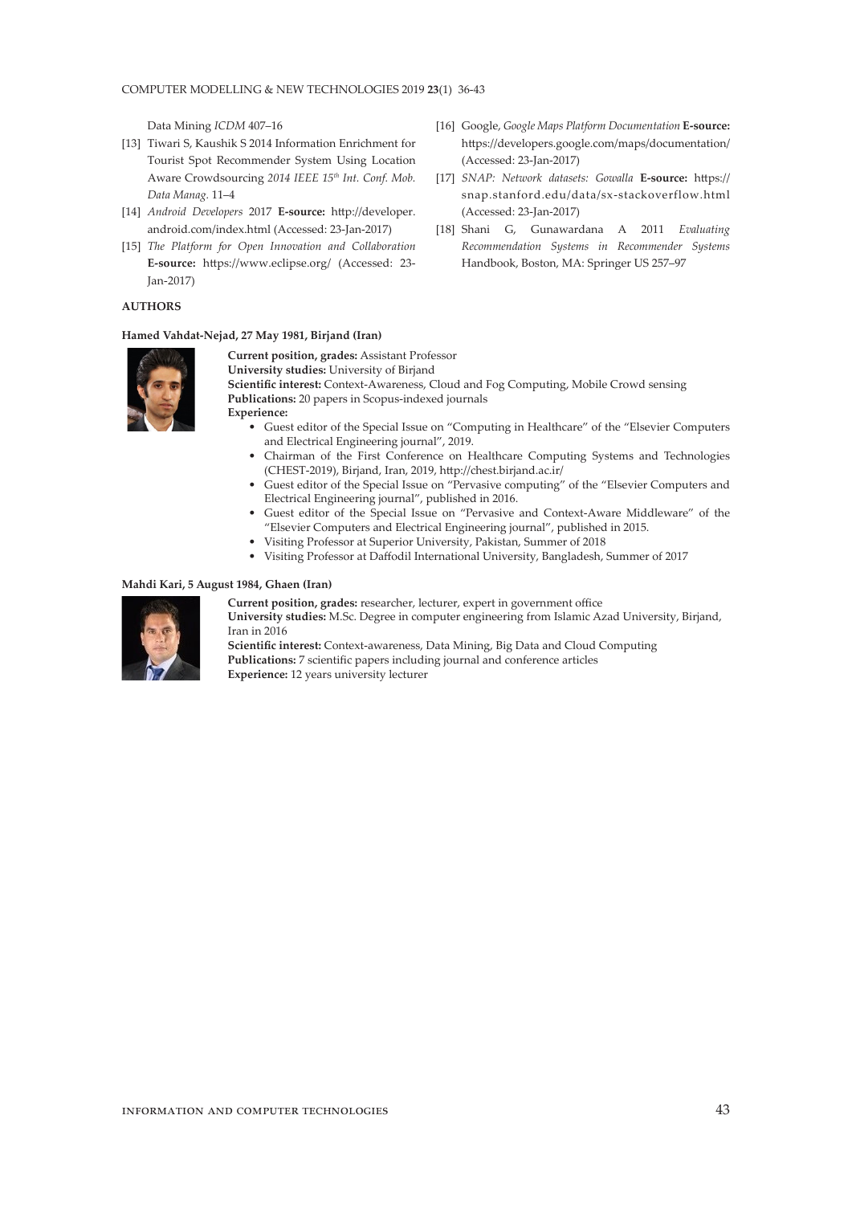Data Mining *ICDM* 407–16

[13] Tiwari S, Kaushik S 2014 Information Enrichment for Tourist Spot Recommender System Using Location Aware Crowdsourcing *2014 IEEE 15th Int. Conf. Mob. Data Manag.* 11–4

[14] *Android Developers* 2017 **E-source:** http://developer.android.com/index.html (Accessed: 23-Jan-2017)

[15] *The Platform for Open Innovation and Collaboration* **E-source:** https://www.eclipse.org/ (Accessed: 23-Jan-2017)

[16] Google, *Google Maps Platform Documentation* **E-source:** https://developers.google.com/maps/documentation/ (Accessed: 23-Jan-2017)

[17] *SNAP: Network datasets: Gowalla* **E-source:** https://snap.stanford.edu/data/sx-stackoverflow.html (Accessed: 23-Jan-2017)

[18] Shani G, Gunawardana A 2011 *Evaluating Recommendation Systems in Recommender Systems* Handbook, Boston, MA: Springer US 257–97

## AUTHORS

**Hamed Vahdat-Nejad, 27 May 1981, Birjand (Iran)**

**Current position, grades:** Assistant Professor
**University studies:** University of Birjand
**Scientific interest:** Context-Awareness, Cloud and Fog Computing, Mobile Crowd sensing
**Publications:** 20 papers in Scopus-indexed journals
**Experience:**

- Guest editor of the Special Issue on "Computing in Healthcare" of the "Elsevier Computers and Electrical Engineering journal", 2019.
- Chairman of the First Conference on Healthcare Computing Systems and Technologies (CHEST-2019), Birjand, Iran, 2019, http://chest.birjand.ac.ir/
- Guest editor of the Special Issue on "Pervasive computing" of the "Elsevier Computers and Electrical Engineering journal", published in 2016.
- Guest editor of the Special Issue on "Pervasive and Context-Aware Middleware" of the "Elsevier Computers and Electrical Engineering journal", published in 2015.
- Visiting Professor at Superior University, Pakistan, Summer of 2018
- Visiting Professor at Daffodil International University, Bangladesh, Summer of 2017

**Mahdi Kari, 5 August 1984, Ghaen (Iran)**

**Current position, grades:** researcher, lecturer, expert in government office
**University studies:** M.Sc. Degree in computer engineering from Islamic Azad University, Birjand, Iran in 2016
**Scientific interest:** Context-awareness, Data Mining, Big Data and Cloud Computing
**Publications:** 7 scientific papers including journal and conference articles
**Experience:** 12 years university lecturer